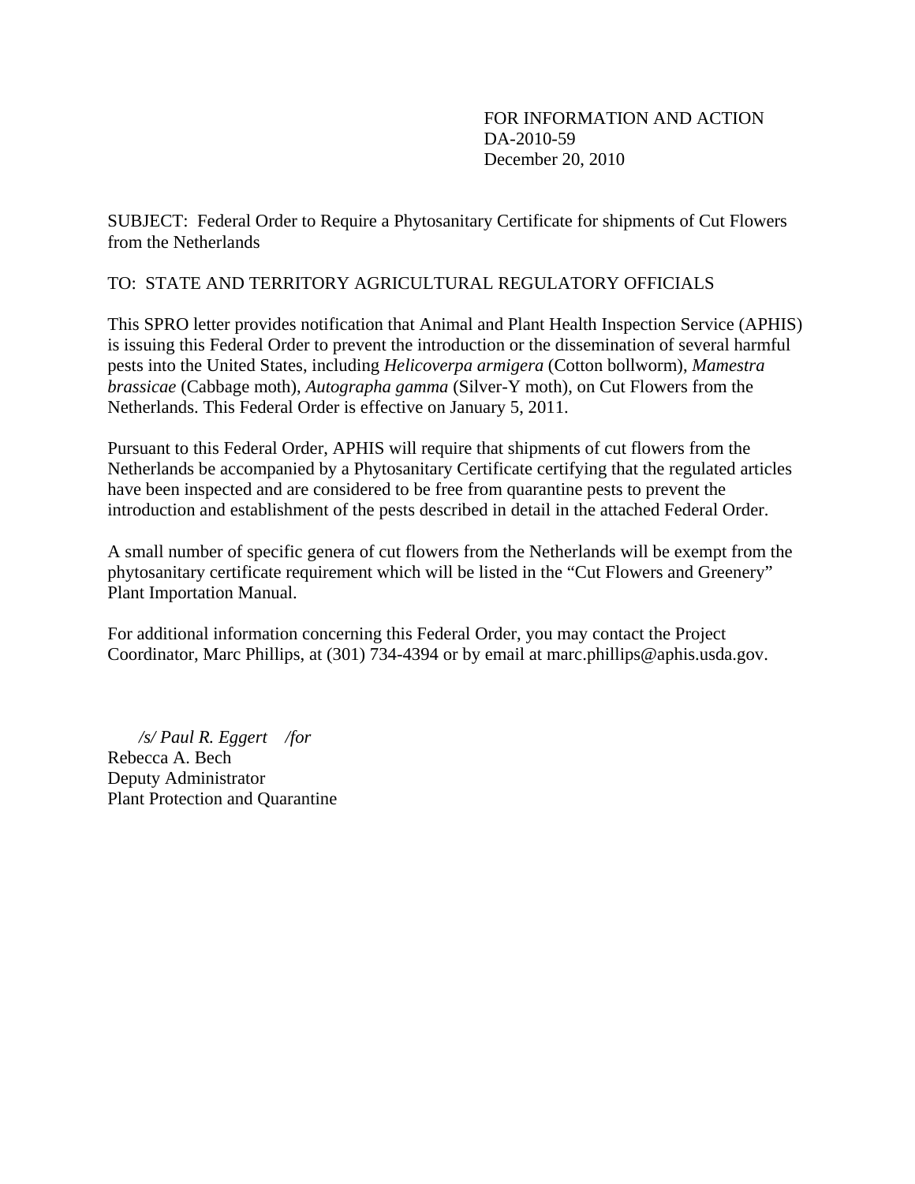FOR INFORMATION AND ACTION
DA-2010-59
December 20, 2010

SUBJECT: Federal Order to Require a Phytosanitary Certificate for shipments of Cut Flowers from the Netherlands

TO: STATE AND TERRITORY AGRICULTURAL REGULATORY OFFICIALS

This SPRO letter provides notification that Animal and Plant Health Inspection Service (APHIS) is issuing this Federal Order to prevent the introduction or the dissemination of several harmful pests into the United States, including *Helicoverpa armigera* (Cotton bollworm), *Mamestra brassicae* (Cabbage moth), *Autographa gamma* (Silver-Y moth), on Cut Flowers from the Netherlands. This Federal Order is effective on January 5, 2011.

Pursuant to this Federal Order, APHIS will require that shipments of cut flowers from the Netherlands be accompanied by a Phytosanitary Certificate certifying that the regulated articles have been inspected and are considered to be free from quarantine pests to prevent the introduction and establishment of the pests described in detail in the attached Federal Order.

A small number of specific genera of cut flowers from the Netherlands will be exempt from the phytosanitary certificate requirement which will be listed in the "Cut Flowers and Greenery" Plant Importation Manual.

For additional information concerning this Federal Order, you may contact the Project Coordinator, Marc Phillips, at (301) 734-4394 or by email at marc.phillips@aphis.usda.gov.

*/s/ Paul R. Eggert /for*
Rebecca A. Bech
Deputy Administrator
Plant Protection and Quarantine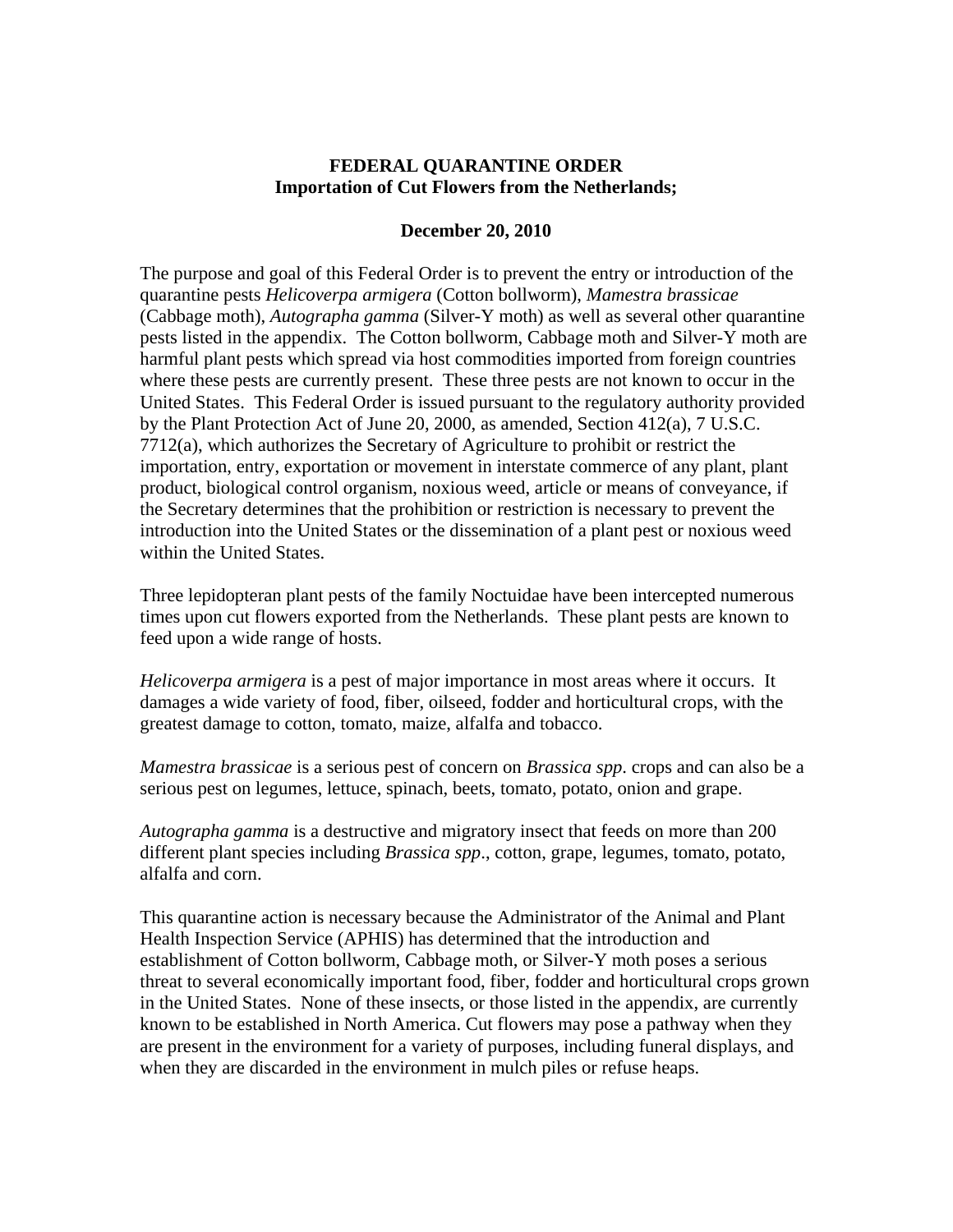**FEDERAL QUARANTINE ORDER**
**Importation of Cut Flowers from the Netherlands;**

**December 20, 2010**

The purpose and goal of this Federal Order is to prevent the entry or introduction of the quarantine pests *Helicoverpa armigera* (Cotton bollworm), *Mamestra brassicae* (Cabbage moth), *Autographa gamma* (Silver-Y moth) as well as several other quarantine pests listed in the appendix. The Cotton bollworm, Cabbage moth and Silver-Y moth are harmful plant pests which spread via host commodities imported from foreign countries where these pests are currently present. These three pests are not known to occur in the United States. This Federal Order is issued pursuant to the regulatory authority provided by the Plant Protection Act of June 20, 2000, as amended, Section 412(a), 7 U.S.C. 7712(a), which authorizes the Secretary of Agriculture to prohibit or restrict the importation, entry, exportation or movement in interstate commerce of any plant, plant product, biological control organism, noxious weed, article or means of conveyance, if the Secretary determines that the prohibition or restriction is necessary to prevent the introduction into the United States or the dissemination of a plant pest or noxious weed within the United States.

Three lepidopteran plant pests of the family Noctuidae have been intercepted numerous times upon cut flowers exported from the Netherlands. These plant pests are known to feed upon a wide range of hosts.

*Helicoverpa armigera* is a pest of major importance in most areas where it occurs. It damages a wide variety of food, fiber, oilseed, fodder and horticultural crops, with the greatest damage to cotton, tomato, maize, alfalfa and tobacco.

*Mamestra brassicae* is a serious pest of concern on *Brassica spp*. crops and can also be a serious pest on legumes, lettuce, spinach, beets, tomato, potato, onion and grape.

*Autographa gamma* is a destructive and migratory insect that feeds on more than 200 different plant species including *Brassica spp*., cotton, grape, legumes, tomato, potato, alfalfa and corn.

This quarantine action is necessary because the Administrator of the Animal and Plant Health Inspection Service (APHIS) has determined that the introduction and establishment of Cotton bollworm, Cabbage moth, or Silver-Y moth poses a serious threat to several economically important food, fiber, fodder and horticultural crops grown in the United States. None of these insects, or those listed in the appendix, are currently known to be established in North America. Cut flowers may pose a pathway when they are present in the environment for a variety of purposes, including funeral displays, and when they are discarded in the environment in mulch piles or refuse heaps.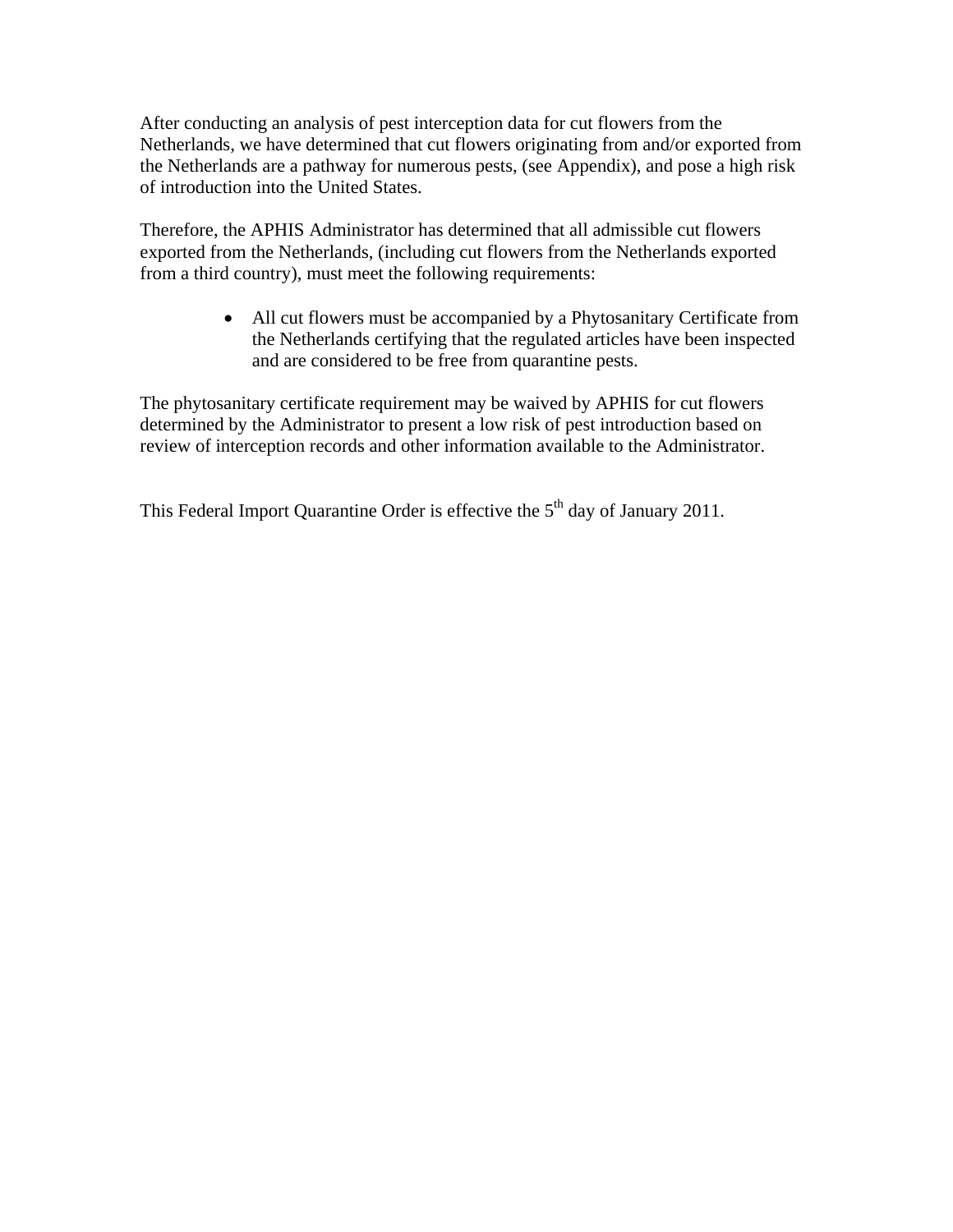After conducting an analysis of pest interception data for cut flowers from the Netherlands, we have determined that cut flowers originating from and/or exported from the Netherlands are a pathway for numerous pests, (see Appendix), and pose a high risk of introduction into the United States.

Therefore, the APHIS Administrator has determined that all admissible cut flowers exported from the Netherlands, (including cut flowers from the Netherlands exported from a third country), must meet the following requirements:

- All cut flowers must be accompanied by a Phytosanitary Certificate from the Netherlands certifying that the regulated articles have been inspected and are considered to be free from quarantine pests.

The phytosanitary certificate requirement may be waived by APHIS for cut flowers determined by the Administrator to present a low risk of pest introduction based on review of interception records and other information available to the Administrator.

This Federal Import Quarantine Order is effective the 5th day of January 2011.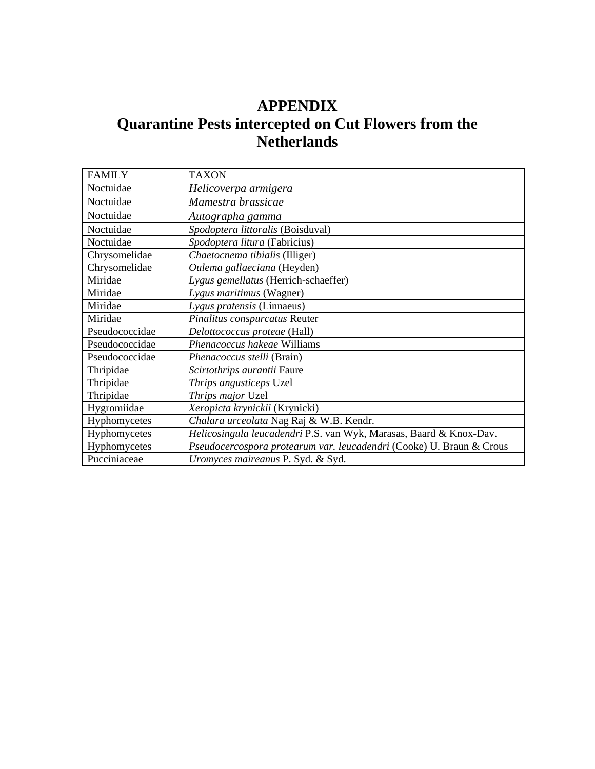# APPENDIX
# Quarantine Pests intercepted on Cut Flowers from the Netherlands

| FAMILY | TAXON |
|---|---|
| Noctuidae | *Helicoverpa armigera* |
| Noctuidae | *Mamestra brassicae* |
| Noctuidae | *Autographa gamma* |
| Noctuidae | *Spodoptera littoralis* (Boisduval) |
| Noctuidae | *Spodoptera litura* (Fabricius) |
| Chrysomelidae | *Chaetocnema tibialis* (Illiger) |
| Chrysomelidae | *Oulema gallaeciana* (Heyden) |
| Miridae | *Lygus gemellatus* (Herrich-schaeffer) |
| Miridae | *Lygus maritimus* (Wagner) |
| Miridae | *Lygus pratensis* (Linnaeus) |
| Miridae | *Pinalitus conspurcatus* Reuter |
| Pseudococcidae | *Delottococcus proteae* (Hall) |
| Pseudococcidae | *Phenacoccus hakeae* Williams |
| Pseudococcidae | *Phenacoccus stelli* (Brain) |
| Thripidae | *Scirtothrips aurantii* Faure |
| Thripidae | *Thrips angusticeps* Uzel |
| Thripidae | *Thrips major* Uzel |
| Hygromiidae | *Xeropicta krynickii* (Krynicki) |
| Hyphomycetes | *Chalara urceolata* Nag Raj & W.B. Kendr. |
| Hyphomycetes | *Helicosingula leucadendri* P.S. van Wyk, Marasas, Baard & Knox-Dav. |
| Hyphomycetes | *Pseudocercospora protearum var. leucadendri* (Cooke) U. Braun & Crous |
| Pucciniaceae | *Uromyces maireanus* P. Syd. & Syd. |